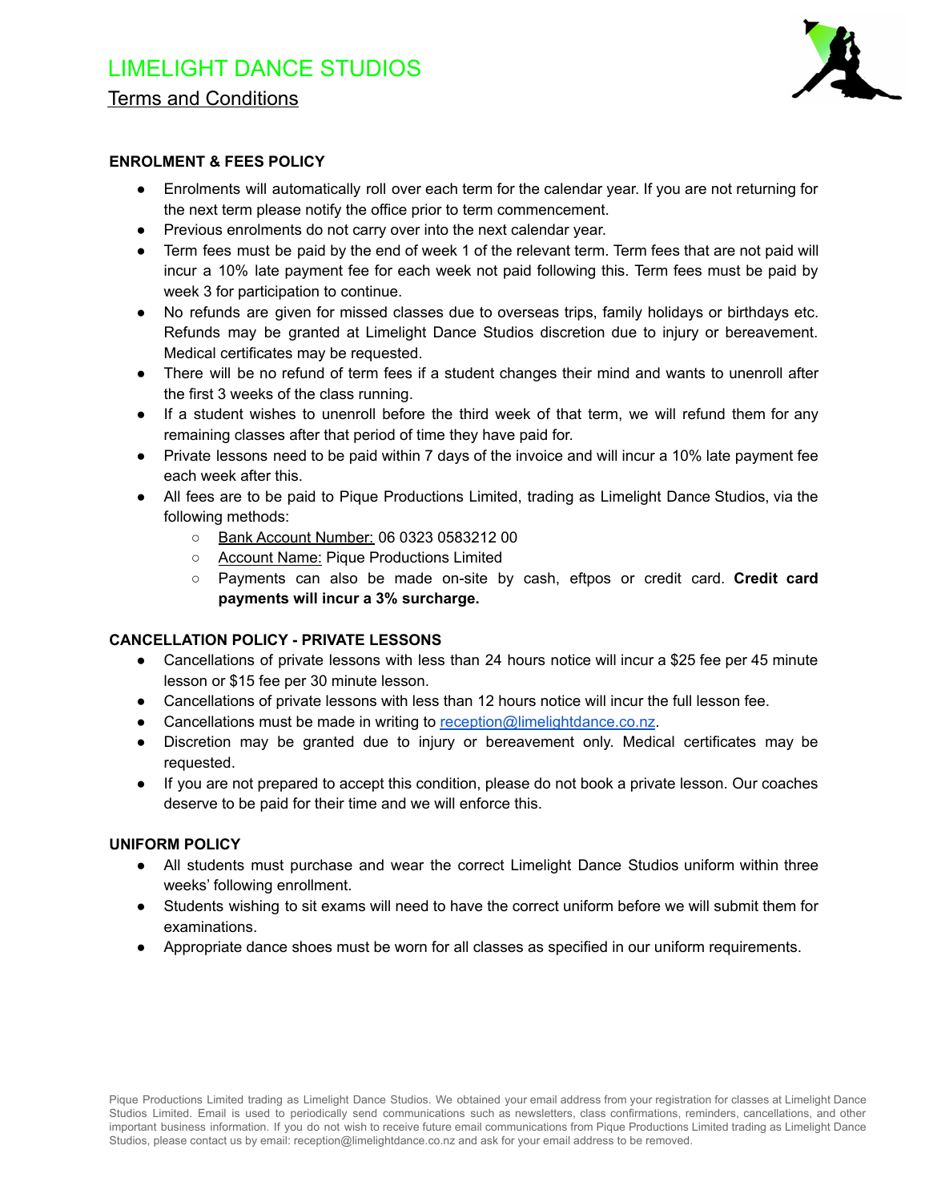# LIMELIGHT DANCE STUDIOS

## Terms and Conditions

### ENROLMENT & FEES POLICY

- Enrolments will automatically roll over each term for the calendar year. If you are not returning for the next term please notify the office prior to term commencement.
- Previous enrolments do not carry over into the next calendar year.
- Term fees must be paid by the end of week 1 of the relevant term. Term fees that are not paid will incur a 10% late payment fee for each week not paid following this. Term fees must be paid by week 3 for participation to continue.
- No refunds are given for missed classes due to overseas trips, family holidays or birthdays etc. Refunds may be granted at Limelight Dance Studios discretion due to injury or bereavement. Medical certificates may be requested.
- There will be no refund of term fees if a student changes their mind and wants to unenroll after the first 3 weeks of the class running.
- If a student wishes to unenroll before the third week of that term, we will refund them for any remaining classes after that period of time they have paid for.
- Private lessons need to be paid within 7 days of the invoice and will incur a 10% late payment fee each week after this.
- All fees are to be paid to Pique Productions Limited, trading as Limelight Dance Studios, via the following methods:
  - Bank Account Number: 06 0323 0583212 00
  - Account Name: Pique Productions Limited
  - Payments can also be made on-site by cash, eftpos or credit card. **Credit card payments will incur a 3% surcharge.**

### CANCELLATION POLICY - PRIVATE LESSONS

- Cancellations of private lessons with less than 24 hours notice will incur a $25 fee per 45 minute lesson or $15 fee per 30 minute lesson.
- Cancellations of private lessons with less than 12 hours notice will incur the full lesson fee.
- Cancellations must be made in writing to reception@limelightdance.co.nz.
- Discretion may be granted due to injury or bereavement only. Medical certificates may be requested.
- If you are not prepared to accept this condition, please do not book a private lesson. Our coaches deserve to be paid for their time and we will enforce this.

### UNIFORM POLICY

- All students must purchase and wear the correct Limelight Dance Studios uniform within three weeks' following enrollment.
- Students wishing to sit exams will need to have the correct uniform before we will submit them for examinations.
- Appropriate dance shoes must be worn for all classes as specified in our uniform requirements.

Pique Productions Limited trading as Limelight Dance Studios. We obtained your email address from your registration for classes at Limelight Dance Studios Limited. Email is used to periodically send communications such as newsletters, class confirmations, reminders, cancellations, and other important business information. If you do not wish to receive future email communications from Pique Productions Limited trading as Limelight Dance Studios, please contact us by email: reception@limelightdance.co.nz and ask for your email address to be removed.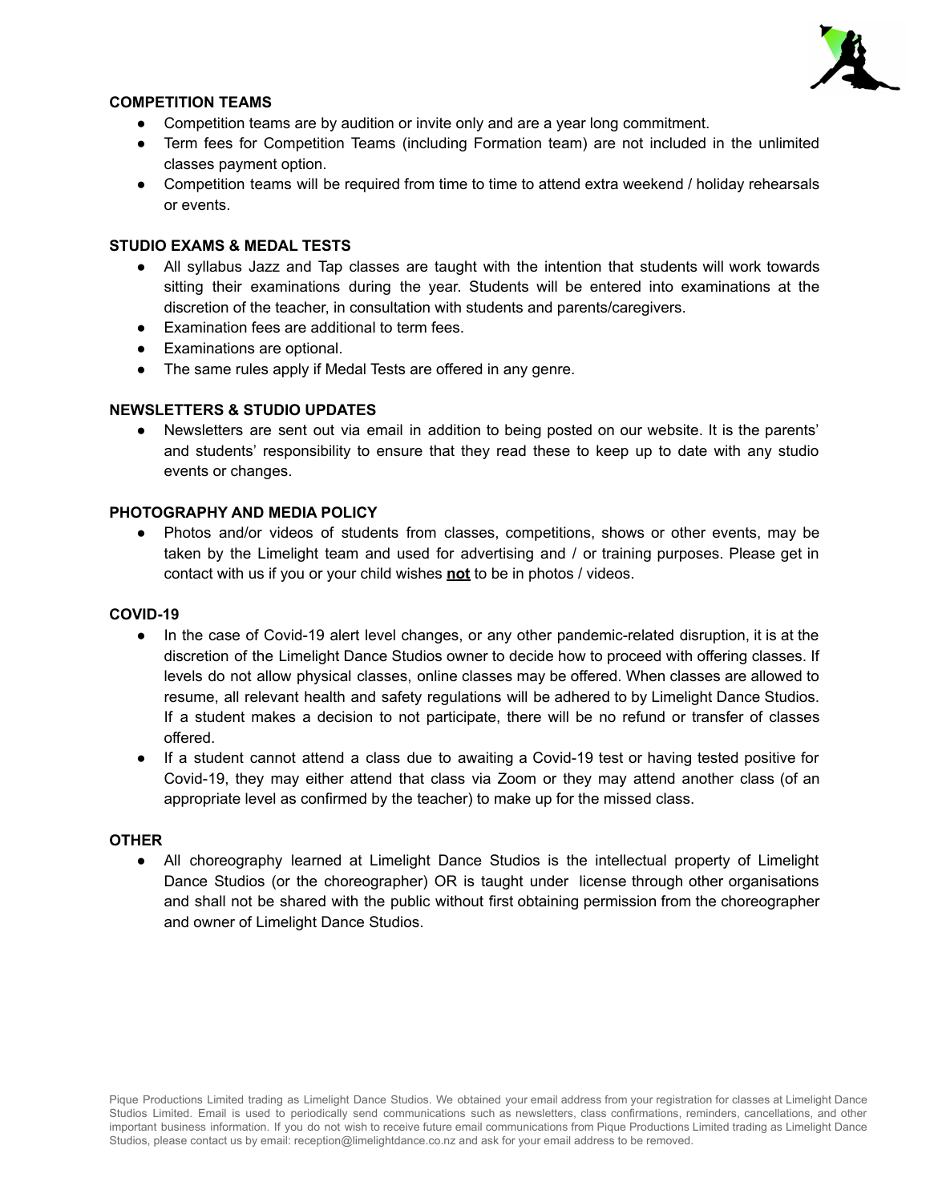**COMPETITION TEAMS**

- Competition teams are by audition or invite only and are a year long commitment.
- Term fees for Competition Teams (including Formation team) are not included in the unlimited classes payment option.
- Competition teams will be required from time to time to attend extra weekend / holiday rehearsals or events.

**STUDIO EXAMS & MEDAL TESTS**

- All syllabus Jazz and Tap classes are taught with the intention that students will work towards sitting their examinations during the year. Students will be entered into examinations at the discretion of the teacher, in consultation with students and parents/caregivers.
- Examination fees are additional to term fees.
- Examinations are optional.
- The same rules apply if Medal Tests are offered in any genre.

**NEWSLETTERS & STUDIO UPDATES**

- Newsletters are sent out via email in addition to being posted on our website. It is the parents' and students' responsibility to ensure that they read these to keep up to date with any studio events or changes.

**PHOTOGRAPHY AND MEDIA POLICY**

- Photos and/or videos of students from classes, competitions, shows or other events, may be taken by the Limelight team and used for advertising and / or training purposes. Please get in contact with us if you or your child wishes **not** to be in photos / videos.

**COVID-19**

- In the case of Covid-19 alert level changes, or any other pandemic-related disruption, it is at the discretion of the Limelight Dance Studios owner to decide how to proceed with offering classes. If levels do not allow physical classes, online classes may be offered. When classes are allowed to resume, all relevant health and safety regulations will be adhered to by Limelight Dance Studios. If a student makes a decision to not participate, there will be no refund or transfer of classes offered.
- If a student cannot attend a class due to awaiting a Covid-19 test or having tested positive for Covid-19, they may either attend that class via Zoom or they may attend another class (of an appropriate level as confirmed by the teacher) to make up for the missed class.

**OTHER**

- All choreography learned at Limelight Dance Studios is the intellectual property of Limelight Dance Studios (or the choreographer) OR is taught under license through other organisations and shall not be shared with the public without first obtaining permission from the choreographer and owner of Limelight Dance Studios.

Pique Productions Limited trading as Limelight Dance Studios. We obtained your email address from your registration for classes at Limelight Dance Studios Limited. Email is used to periodically send communications such as newsletters, class confirmations, reminders, cancellations, and other important business information. If you do not wish to receive future email communications from Pique Productions Limited trading as Limelight Dance Studios, please contact us by email: reception@limelightdance.co.nz and ask for your email address to be removed.